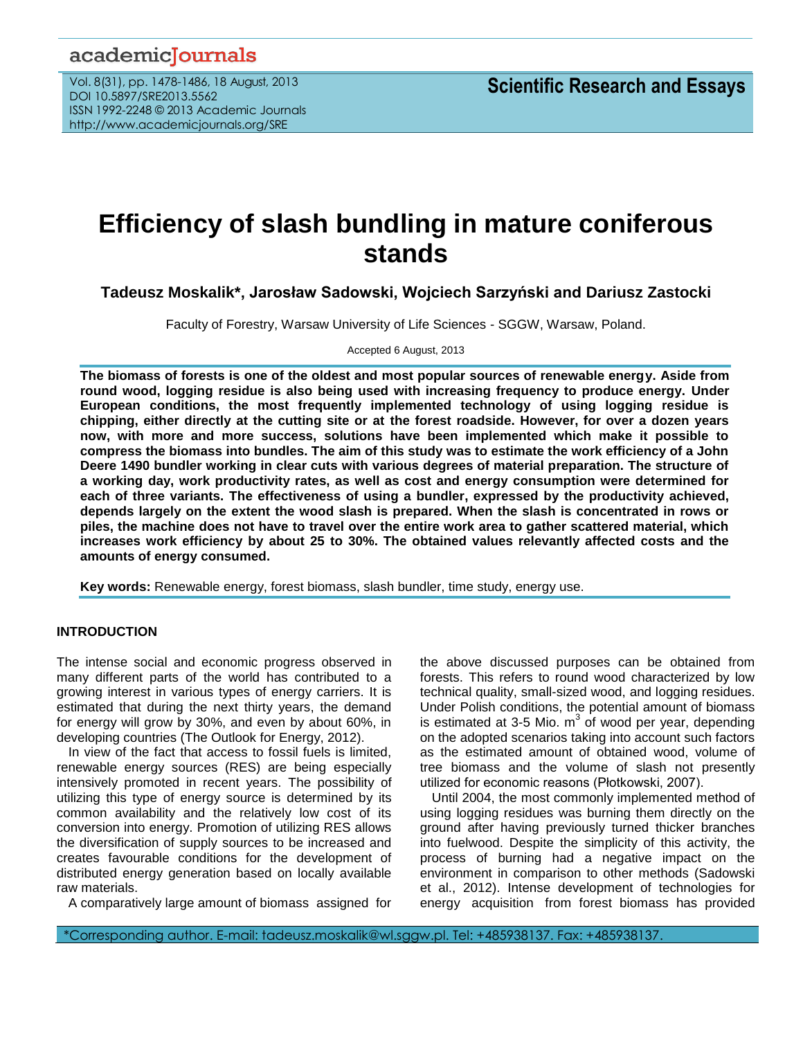# Efficiency of slash bundling in mature coniferous stands

**Tadeusz Moskalik\*, Jarosław Sadowski, Wojciech Sarzyński and Dariusz Zastocki**

Faculty of Forestry, Warsaw University of Life Sciences - SGGW, Warsaw, Poland.

Accepted 6 August, 2013

**The biomass of forests is one of the oldest and most popular sources of renewable energy. Aside from round wood, logging residue is also being used with increasing frequency to produce energy. Under European conditions, the most frequently implemented technology of using logging residue is chipping, either directly at the cutting site or at the forest roadside. However, for over a dozen years now, with more and more success, solutions have been implemented which make it possible to compress the biomass into bundles. The aim of this study was to estimate the work efficiency of a John Deere 1490 bundler working in clear cuts with various degrees of material preparation. The structure of a working day, work productivity rates, as well as cost and energy consumption were determined for each of three variants. The effectiveness of using a bundler, expressed by the productivity achieved, depends largely on the extent the wood slash is prepared. When the slash is concentrated in rows or piles, the machine does not have to travel over the entire work area to gather scattered material, which increases work efficiency by about 25 to 30%. The obtained values relevantly affected costs and the amounts of energy consumed.**

**Key words:** Renewable energy, forest biomass, slash bundler, time study, energy use.

## INTRODUCTION

The intense social and economic progress observed in many different parts of the world has contributed to a growing interest in various types of energy carriers. It is estimated that during the next thirty years, the demand for energy will grow by 30%, and even by about 60%, in developing countries (The Outlook for Energy, 2012).

In view of the fact that access to fossil fuels is limited, renewable energy sources (RES) are being especially intensively promoted in recent years. The possibility of utilizing this type of energy source is determined by its common availability and the relatively low cost of its conversion into energy. Promotion of utilizing RES allows the diversification of supply sources to be increased and creates favourable conditions for the development of distributed energy generation based on locally available raw materials.

A comparatively large amount of biomass assigned for the above discussed purposes can be obtained from forests. This refers to round wood characterized by low technical quality, small-sized wood, and logging residues. Under Polish conditions, the potential amount of biomass is estimated at 3-5 Mio. $m^3$ of wood per year, depending on the adopted scenarios taking into account such factors as the estimated amount of obtained wood, volume of tree biomass and the volume of slash not presently utilized for economic reasons (Płotkowski, 2007).

Until 2004, the most commonly implemented method of using logging residues was burning them directly on the ground after having previously turned thicker branches into fuelwood. Despite the simplicity of this activity, the process of burning had a negative impact on the environment in comparison to other methods (Sadowski et al., 2012). Intense development of technologies for energy acquisition from forest biomass has provided

\*Corresponding author. E-mail: tadeusz.moskalik@wl.sggw.pl. Tel: +485938137. Fax: +485938137.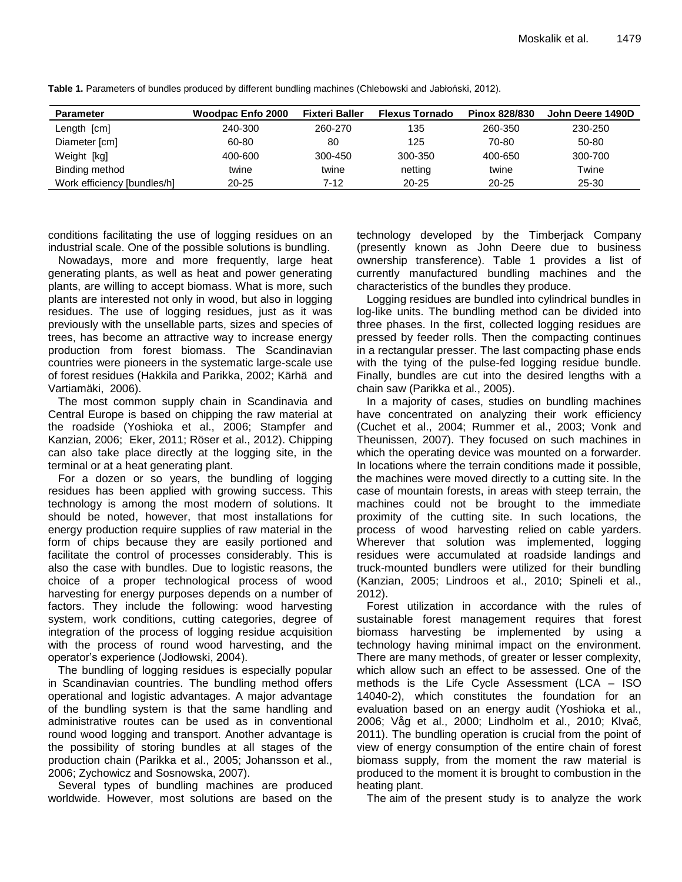**Table 1.** Parameters of bundles produced by different bundling machines (Chlebowski and Jabłoński, 2012).

| Parameter | Woodpac Enfo 2000 | Fixteri Baller | Flexus Tornado | Pinox 828/830 | John Deere 1490D |
|---|---|---|---|---|---|
| Length [cm] | 240-300 | 260-270 | 135 | 260-350 | 230-250 |
| Diameter [cm] | 60-80 | 80 | 125 | 70-80 | 50-80 |
| Weight [kg] | 400-600 | 300-450 | 300-350 | 400-650 | 300-700 |
| Binding method | twine | twine | netting | twine | Twine |
| Work efficiency [bundles/h] | 20-25 | 7-12 | 20-25 | 20-25 | 25-30 |

conditions facilitating the use of logging residues on an industrial scale. One of the possible solutions is bundling.

Nowadays, more and more frequently, large heat generating plants, as well as heat and power generating plants, are willing to accept biomass. What is more, such plants are interested not only in wood, but also in logging residues. The use of logging residues, just as it was previously with the unsellable parts, sizes and species of trees, has become an attractive way to increase energy production from forest biomass. The Scandinavian countries were pioneers in the systematic large-scale use of forest residues (Hakkila and Parikka, 2002; Kärhä and Vartiamäki, 2006).

The most common supply chain in Scandinavia and Central Europe is based on chipping the raw material at the roadside (Yoshioka et al., 2006; Stampfer and Kanzian, 2006; Eker, 2011; Röser et al., 2012). Chipping can also take place directly at the logging site, in the terminal or at a heat generating plant.

For a dozen or so years, the bundling of logging residues has been applied with growing success. This technology is among the most modern of solutions. It should be noted, however, that most installations for energy production require supplies of raw material in the form of chips because they are easily portioned and facilitate the control of processes considerably. This is also the case with bundles. Due to logistic reasons, the choice of a proper technological process of wood harvesting for energy purposes depends on a number of factors. They include the following: wood harvesting system, work conditions, cutting categories, degree of integration of the process of logging residue acquisition with the process of round wood harvesting, and the operator's experience (Jodłowski, 2004).

The bundling of logging residues is especially popular in Scandinavian countries. The bundling method offers operational and logistic advantages. A major advantage of the bundling system is that the same handling and administrative routes can be used as in conventional round wood logging and transport. Another advantage is the possibility of storing bundles at all stages of the production chain (Parikka et al., 2005; Johansson et al., 2006; Zychowicz and Sosnowska, 2007).

Several types of bundling machines are produced worldwide. However, most solutions are based on the technology developed by the Timberjack Company (presently known as John Deere due to business ownership transference). Table 1 provides a list of currently manufactured bundling machines and the characteristics of the bundles they produce.

Logging residues are bundled into cylindrical bundles in log-like units. The bundling method can be divided into three phases. In the first, collected logging residues are pressed by feeder rolls. Then the compacting continues in a rectangular presser. The last compacting phase ends with the tying of the pulse-fed logging residue bundle. Finally, bundles are cut into the desired lengths with a chain saw (Parikka et al., 2005).

In a majority of cases, studies on bundling machines have concentrated on analyzing their work efficiency (Cuchet et al., 2004; Rummer et al., 2003; Vonk and Theunissen, 2007). They focused on such machines in which the operating device was mounted on a forwarder. In locations where the terrain conditions made it possible, the machines were moved directly to a cutting site. In the case of mountain forests, in areas with steep terrain, the machines could not be brought to the immediate proximity of the cutting site. In such locations, the process of wood harvesting relied on cable yarders. Wherever that solution was implemented, logging residues were accumulated at roadside landings and truck-mounted bundlers were utilized for their bundling (Kanzian, 2005; Lindroos et al., 2010; Spineli et al., 2012).

Forest utilization in accordance with the rules of sustainable forest management requires that forest biomass harvesting be implemented by using a technology having minimal impact on the environment. There are many methods, of greater or lesser complexity, which allow such an effect to be assessed. One of the methods is the Life Cycle Assessment (LCA – ISO 14040-2), which constitutes the foundation for an evaluation based on an energy audit (Yoshioka et al., 2006; Våg et al., 2000; Lindholm et al., 2010; Klvač, 2011). The bundling operation is crucial from the point of view of energy consumption of the entire chain of forest biomass supply, from the moment the raw material is produced to the moment it is brought to combustion in the heating plant.

The aim of the present study is to analyze the work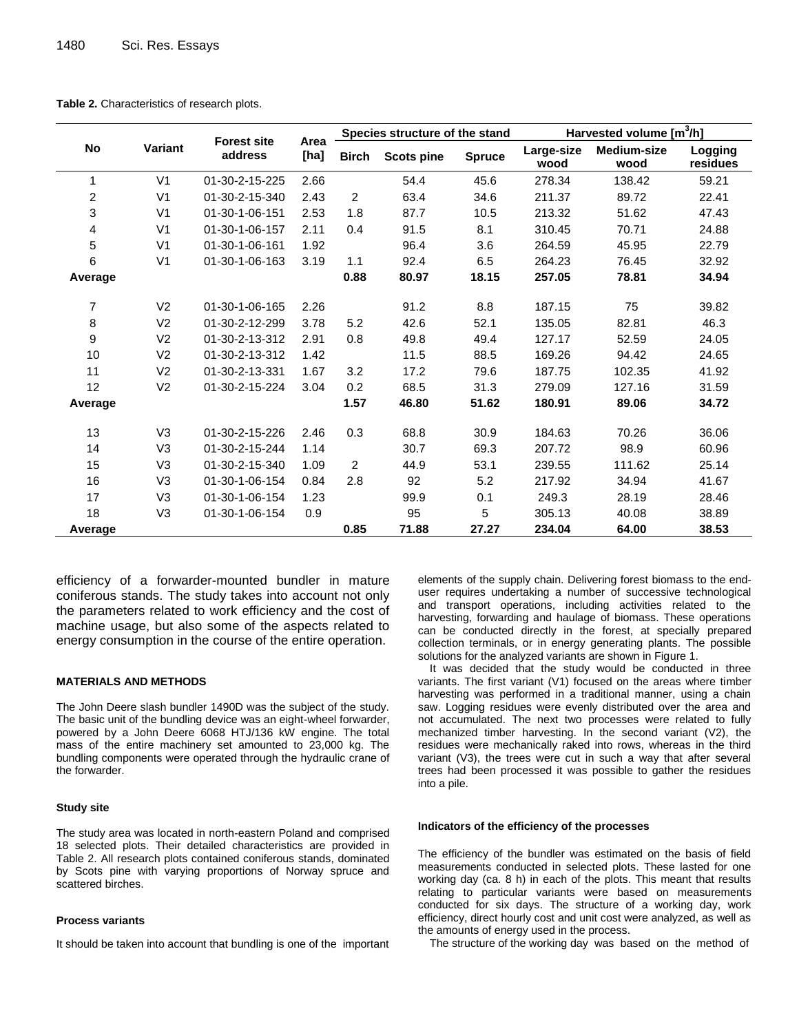**Table 2.** Characteristics of research plots.

| No | Variant | Forest site address | Area [ha] | Species structure of the stand | | | Harvested volume [m$^3$/h] | | |
|---|---|---|---|---|---|---|---|---|---|
| | | | | Birch | Scots pine | Spruce | Large-size wood | Medium-size wood | Logging residues |
| 1 | V1 | 01-30-2-15-225 | 2.66 | | 54.4 | 45.6 | 278.34 | 138.42 | 59.21 |
| 2 | V1 | 01-30-2-15-340 | 2.43 | 2 | 63.4 | 34.6 | 211.37 | 89.72 | 22.41 |
| 3 | V1 | 01-30-1-06-151 | 2.53 | 1.8 | 87.7 | 10.5 | 213.32 | 51.62 | 47.43 |
| 4 | V1 | 01-30-1-06-157 | 2.11 | 0.4 | 91.5 | 8.1 | 310.45 | 70.71 | 24.88 |
| 5 | V1 | 01-30-1-06-161 | 1.92 | | 96.4 | 3.6 | 264.59 | 45.95 | 22.79 |
| 6 | V1 | 01-30-1-06-163 | 3.19 | 1.1 | 92.4 | 6.5 | 264.23 | 76.45 | 32.92 |
| **Average** | | | | **0.88** | **80.97** | **18.15** | **257.05** | **78.81** | **34.94** |
| 7 | V2 | 01-30-1-06-165 | 2.26 | | 91.2 | 8.8 | 187.15 | 75 | 39.82 |
| 8 | V2 | 01-30-2-12-299 | 3.78 | 5.2 | 42.6 | 52.1 | 135.05 | 82.81 | 46.3 |
| 9 | V2 | 01-30-2-13-312 | 2.91 | 0.8 | 49.8 | 49.4 | 127.17 | 52.59 | 24.05 |
| 10 | V2 | 01-30-2-13-312 | 1.42 | | 11.5 | 88.5 | 169.26 | 94.42 | 24.65 |
| 11 | V2 | 01-30-2-13-331 | 1.67 | 3.2 | 17.2 | 79.6 | 187.75 | 102.35 | 41.92 |
| 12 | V2 | 01-30-2-15-224 | 3.04 | 0.2 | 68.5 | 31.3 | 279.09 | 127.16 | 31.59 |
| **Average** | | | | **1.57** | **46.80** | **51.62** | **180.91** | **89.06** | **34.72** |
| 13 | V3 | 01-30-2-15-226 | 2.46 | 0.3 | 68.8 | 30.9 | 184.63 | 70.26 | 36.06 |
| 14 | V3 | 01-30-2-15-244 | 1.14 | | 30.7 | 69.3 | 207.72 | 98.9 | 60.96 |
| 15 | V3 | 01-30-2-15-340 | 1.09 | 2 | 44.9 | 53.1 | 239.55 | 111.62 | 25.14 |
| 16 | V3 | 01-30-1-06-154 | 0.84 | 2.8 | 92 | 5.2 | 217.92 | 34.94 | 41.67 |
| 17 | V3 | 01-30-1-06-154 | 1.23 | | 99.9 | 0.1 | 249.3 | 28.19 | 28.46 |
| 18 | V3 | 01-30-1-06-154 | 0.9 | | 95 | 5 | 305.13 | 40.08 | 38.89 |
| **Average** | | | | **0.85** | **71.88** | **27.27** | **234.04** | **64.00** | **38.53** |

efficiency of a forwarder-mounted bundler in mature coniferous stands. The study takes into account not only the parameters related to work efficiency and the cost of machine usage, but also some of the aspects related to energy consumption in the course of the entire operation.

## MATERIALS AND METHODS

The John Deere slash bundler 1490D was the subject of the study. The basic unit of the bundling device was an eight-wheel forwarder, powered by a John Deere 6068 HTJ/136 kW engine. The total mass of the entire machinery set amounted to 23,000 kg. The bundling components were operated through the hydraulic crane of the forwarder.

### Study site

The study area was located in north-eastern Poland and comprised 18 selected plots. Their detailed characteristics are provided in Table 2. All research plots contained coniferous stands, dominated by Scots pine with varying proportions of Norway spruce and scattered birches.

### Process variants

It should be taken into account that bundling is one of the important elements of the supply chain. Delivering forest biomass to the end-user requires undertaking a number of successive technological and transport operations, including activities related to the harvesting, forwarding and haulage of biomass. These operations can be conducted directly in the forest, at specially prepared collection terminals, or in energy generating plants. The possible solutions for the analyzed variants are shown in Figure 1.

It was decided that the study would be conducted in three variants. The first variant (V1) focused on the areas where timber harvesting was performed in a traditional manner, using a chain saw. Logging residues were evenly distributed over the area and not accumulated. The next two processes were related to fully mechanized timber harvesting. In the second variant (V2), the residues were mechanically raked into rows, whereas in the third variant (V3), the trees were cut in such a way that after several trees had been processed it was possible to gather the residues into a pile.

### Indicators of the efficiency of the processes

The efficiency of the bundler was estimated on the basis of field measurements conducted in selected plots. These lasted for one working day (ca. 8 h) in each of the plots. This meant that results relating to particular variants were based on measurements conducted for six days. The structure of a working day, work efficiency, direct hourly cost and unit cost were analyzed, as well as the amounts of energy used in the process.

The structure of the working day was based on the method of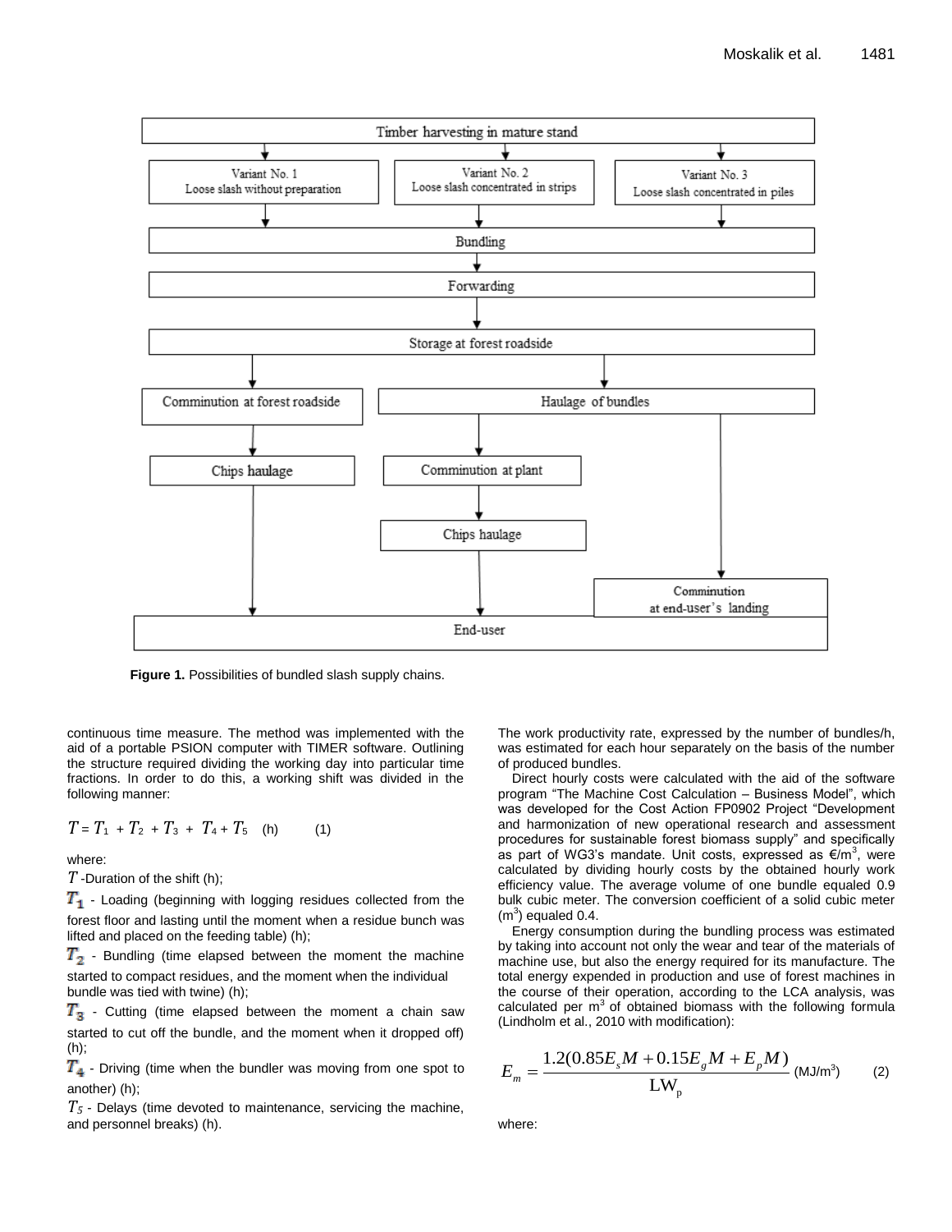**Figure 1.** Possibilities of bundled slash supply chains.

continuous time measure. The method was implemented with the aid of a portable PSION computer with TIMER software. Outlining the structure required dividing the working day into particular time fractions. In order to do this, a working shift was divided in the following manner:

$$T = T_1 + T_2 + T_3 + T_4 + T_5 \quad \text{(h)} \qquad (1)$$

where:

$T$ -Duration of the shift (h);

$T_1$ - Loading (beginning with logging residues collected from the forest floor and lasting until the moment when a residue bunch was lifted and placed on the feeding table) (h);

$T_2$ - Bundling (time elapsed between the moment the machine started to compact residues, and the moment when the individual bundle was tied with twine) (h);

$T_3$ - Cutting (time elapsed between the moment a chain saw started to cut off the bundle, and the moment when it dropped off) (h);

$T_4$ - Driving (time when the bundler was moving from one spot to another) (h);

$T_5$ - Delays (time devoted to maintenance, servicing the machine, and personnel breaks) (h).

The work productivity rate, expressed by the number of bundles/h, was estimated for each hour separately on the basis of the number of produced bundles.

Direct hourly costs were calculated with the aid of the software program "The Machine Cost Calculation – Business Model", which was developed for the Cost Action FP0902 Project "Development and harmonization of new operational research and assessment procedures for sustainable forest biomass supply" and specifically as part of WG3's mandate. Unit costs, expressed as €/m$^3$, were calculated by dividing hourly costs by the obtained hourly work efficiency value. The average volume of one bundle equaled 0.9 bulk cubic meter. The conversion coefficient of a solid cubic meter (m$^3$) equaled 0.4.

Energy consumption during the bundling process was estimated by taking into account not only the wear and tear of the materials of machine use, but also the energy required for its manufacture. The total energy expended in production and use of forest machines in the course of their operation, according to the LCA analysis, was calculated per m$^3$ of obtained biomass with the following formula (Lindholm et al., 2010 with modification):

$$E_m = \frac{1.2(0.85E_sM + 0.15E_gM + E_pM)}{\mathrm{LW_p}} \quad \text{(MJ/m}^3\text{)} \qquad (2)$$

where: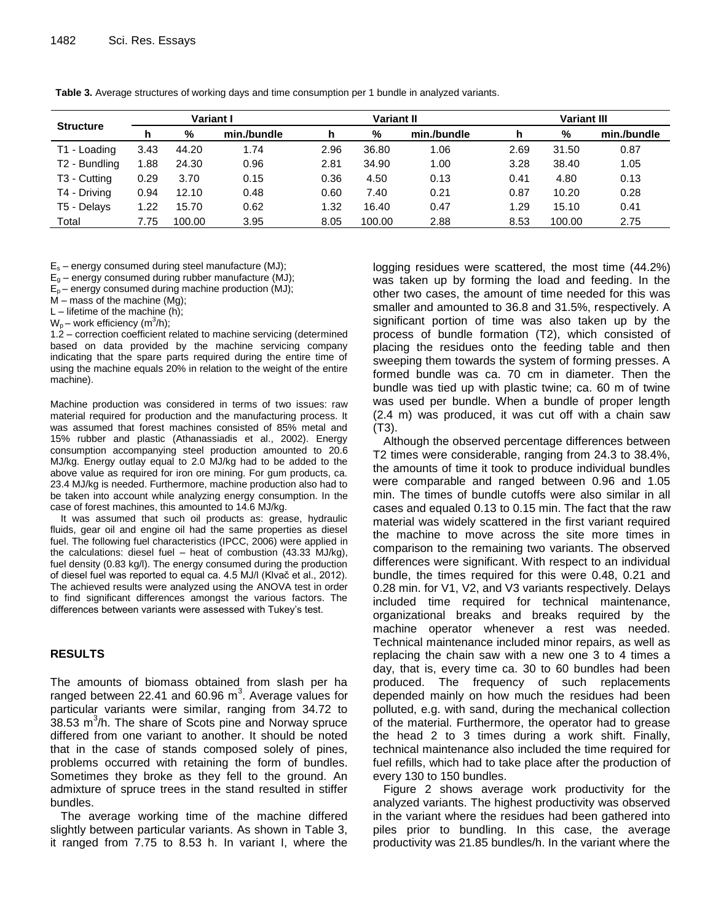**Table 3.** Average structures of working days and time consumption per 1 bundle in analyzed variants.

| Structure | Variant I | | | Variant II | | | Variant III | | |
|---|---|---|---|---|---|---|---|---|---|
| | h | % | min./bundle | h | % | min./bundle | h | % | min./bundle |
| T1 - Loading | 3.43 | 44.20 | 1.74 | 2.96 | 36.80 | 1.06 | 2.69 | 31.50 | 0.87 |
| T2 - Bundling | 1.88 | 24.30 | 0.96 | 2.81 | 34.90 | 1.00 | 3.28 | 38.40 | 1.05 |
| T3 - Cutting | 0.29 | 3.70 | 0.15 | 0.36 | 4.50 | 0.13 | 0.41 | 4.80 | 0.13 |
| T4 - Driving | 0.94 | 12.10 | 0.48 | 0.60 | 7.40 | 0.21 | 0.87 | 10.20 | 0.28 |
| T5 - Delays | 1.22 | 15.70 | 0.62 | 1.32 | 16.40 | 0.47 | 1.29 | 15.10 | 0.41 |
| Total | 7.75 | 100.00 | 3.95 | 8.05 | 100.00 | 2.88 | 8.53 | 100.00 | 2.75 |

$E_s$ – energy consumed during steel manufacture (MJ);
$E_g$ – energy consumed during rubber manufacture (MJ);
$E_p$ – energy consumed during machine production (MJ);
M – mass of the machine (Mg);
L – lifetime of the machine (h);
$W_p$ – work efficiency ($m^3$/h);
1.2 – correction coefficient related to machine servicing (determined based on data provided by the machine servicing company indicating that the spare parts required during the entire time of using the machine equals 20% in relation to the weight of the entire machine).

Machine production was considered in terms of two issues: raw material required for production and the manufacturing process. It was assumed that forest machines consisted of 85% metal and 15% rubber and plastic (Athanassiadis et al., 2002). Energy consumption accompanying steel production amounted to 20.6 MJ/kg. Energy outlay equal to 2.0 MJ/kg had to be added to the above value as required for iron ore mining. For gum products, ca. 23.4 MJ/kg is needed. Furthermore, machine production also had to be taken into account while analyzing energy consumption. In the case of forest machines, this amounted to 14.6 MJ/kg.

It was assumed that such oil products as: grease, hydraulic fluids, gear oil and engine oil had the same properties as diesel fuel. The following fuel characteristics (IPCC, 2006) were applied in the calculations: diesel fuel – heat of combustion (43.33 MJ/kg), fuel density (0.83 kg/l). The energy consumed during the production of diesel fuel was reported to equal ca. 4.5 MJ/l (Klvač et al., 2012). The achieved results were analyzed using the ANOVA test in order to find significant differences amongst the various factors. The differences between variants were assessed with Tukey's test.

## RESULTS

The amounts of biomass obtained from slash per ha ranged between 22.41 and 60.96 $m^3$. Average values for particular variants were similar, ranging from 34.72 to 38.53 $m^3$/h. The share of Scots pine and Norway spruce differed from one variant to another. It should be noted that in the case of stands composed solely of pines, problems occurred with retaining the form of bundles. Sometimes they broke as they fell to the ground. An admixture of spruce trees in the stand resulted in stiffer bundles.

The average working time of the machine differed slightly between particular variants. As shown in Table 3, it ranged from 7.75 to 8.53 h. In variant I, where the logging residues were scattered, the most time (44.2%) was taken up by forming the load and feeding. In the other two cases, the amount of time needed for this was smaller and amounted to 36.8 and 31.5%, respectively. A significant portion of time was also taken up by the process of bundle formation (T2), which consisted of placing the residues onto the feeding table and then sweeping them towards the system of forming presses. A formed bundle was ca. 70 cm in diameter. Then the bundle was tied up with plastic twine; ca. 60 m of twine was used per bundle. When a bundle of proper length (2.4 m) was produced, it was cut off with a chain saw (T3).

Although the observed percentage differences between T2 times were considerable, ranging from 24.3 to 38.4%, the amounts of time it took to produce individual bundles were comparable and ranged between 0.96 and 1.05 min. The times of bundle cutoffs were also similar in all cases and equaled 0.13 to 0.15 min. The fact that the raw material was widely scattered in the first variant required the machine to move across the site more times in comparison to the remaining two variants. The observed differences were significant. With respect to an individual bundle, the times required for this were 0.48, 0.21 and 0.28 min. for V1, V2, and V3 variants respectively. Delays included time required for technical maintenance, organizational breaks and breaks required by the machine operator whenever a rest was needed. Technical maintenance included minor repairs, as well as replacing the chain saw with a new one 3 to 4 times a day, that is, every time ca. 30 to 60 bundles had been produced. The frequency of such replacements depended mainly on how much the residues had been polluted, e.g. with sand, during the mechanical collection of the material. Furthermore, the operator had to grease the head 2 to 3 times during a work shift. Finally, technical maintenance also included the time required for fuel refills, which had to take place after the production of every 130 to 150 bundles.

Figure 2 shows average work productivity for the analyzed variants. The highest productivity was observed in the variant where the residues had been gathered into piles prior to bundling. In this case, the average productivity was 21.85 bundles/h. In the variant where the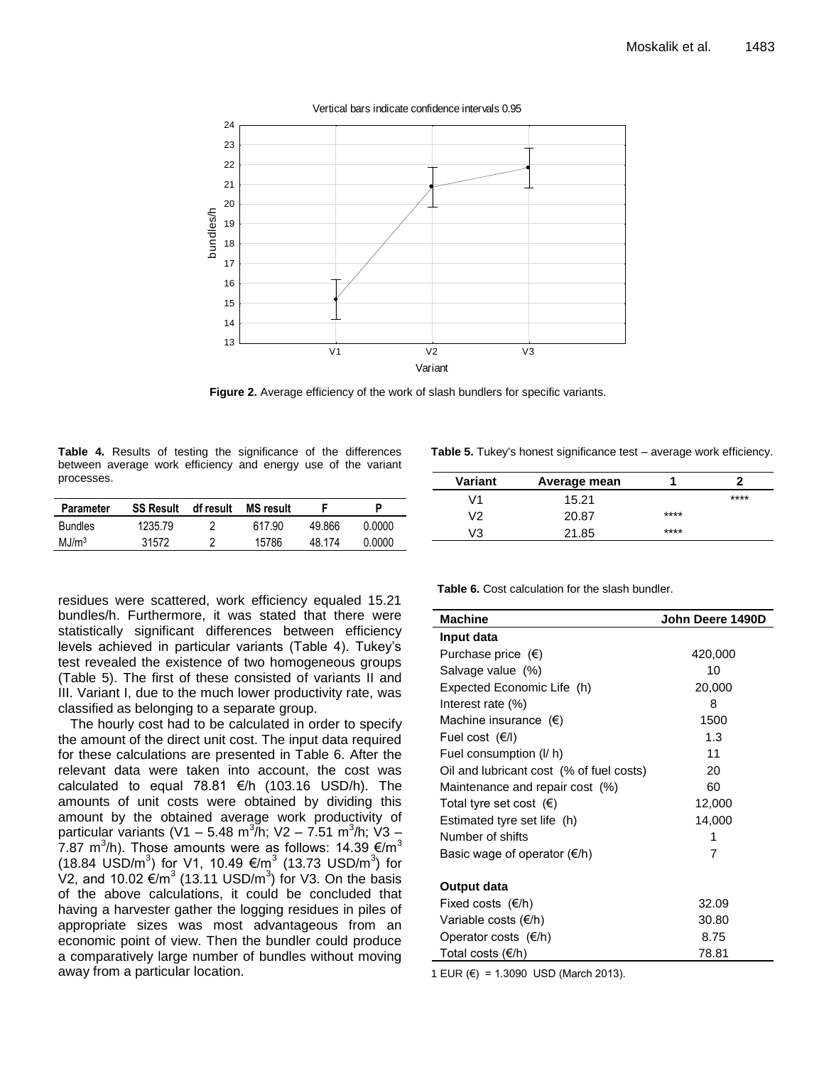Vertical bars indicate confidence intervals 0.95

Figure 2. Average efficiency of the work of slash bundlers for specific variants.

**Table 4.** Results of testing the significance of the differences between average work efficiency and energy use of the variant processes.

| Parameter | SS Result | df result | MS result | F | P |
|---|---|---|---|---|---|
| Bundles | 1235.79 | 2 | 617.90 | 49.866 | 0.0000 |
| MJ/m$^3$ | 31572 | 2 | 15786 | 48.174 | 0.0000 |

**Table 5.** Tukey's honest significance test – average work efficiency.

| Variant | Average mean | 1 | 2 |
|---|---|---|---|
| V1 | 15.21 | | **** |
| V2 | 20.87 | **** | |
| V3 | 21.85 | **** | |

residues were scattered, work efficiency equaled 15.21 bundles/h. Furthermore, it was stated that there were statistically significant differences between efficiency levels achieved in particular variants (Table 4). Tukey's test revealed the existence of two homogeneous groups (Table 5). The first of these consisted of variants II and III. Variant I, due to the much lower productivity rate, was classified as belonging to a separate group.

The hourly cost had to be calculated in order to specify the amount of the direct unit cost. The input data required for these calculations are presented in Table 6. After the relevant data were taken into account, the cost was calculated to equal 78.81 €/h (103.16 USD/h). The amounts of unit costs were obtained by dividing this amount by the obtained average work productivity of particular variants (V1 – 5.48 m$^3$/h; V2 – 7.51 m$^3$/h; V3 – 7.87 m$^3$/h). Those amounts were as follows: 14.39 €/m$^3$ (18.84 USD/m$^3$) for V1, 10.49 €/m$^3$ (13.73 USD/m$^3$) for V2, and 10.02 €/m$^3$ (13.11 USD/m$^3$) for V3. On the basis of the above calculations, it could be concluded that having a harvester gather the logging residues in piles of appropriate sizes was most advantageous from an economic point of view. Then the bundler could produce a comparatively large number of bundles without moving away from a particular location.

**Table 6.** Cost calculation for the slash bundler.

| Machine | John Deere 1490D |
|---|---|
| **Input data** | |
| Purchase price (€) | 420,000 |
| Salvage value (%) | 10 |
| Expected Economic Life (h) | 20,000 |
| Interest rate (%) | 8 |
| Machine insurance (€) | 1500 |
| Fuel cost (€/l) | 1.3 |
| Fuel consumption (l/ h) | 11 |
| Oil and lubricant cost (% of fuel costs) | 20 |
| Maintenance and repair cost (%) | 60 |
| Total tyre set cost (€) | 12,000 |
| Estimated tyre set life (h) | 14,000 |
| Number of shifts | 1 |
| Basic wage of operator (€/h) | 7 |
| **Output data** | |
| Fixed costs (€/h) | 32.09 |
| Variable costs (€/h) | 30.80 |
| Operator costs (€/h) | 8.75 |
| Total costs (€/h) | 78.81 |

1 EUR (€) = 1.3090 USD (March 2013).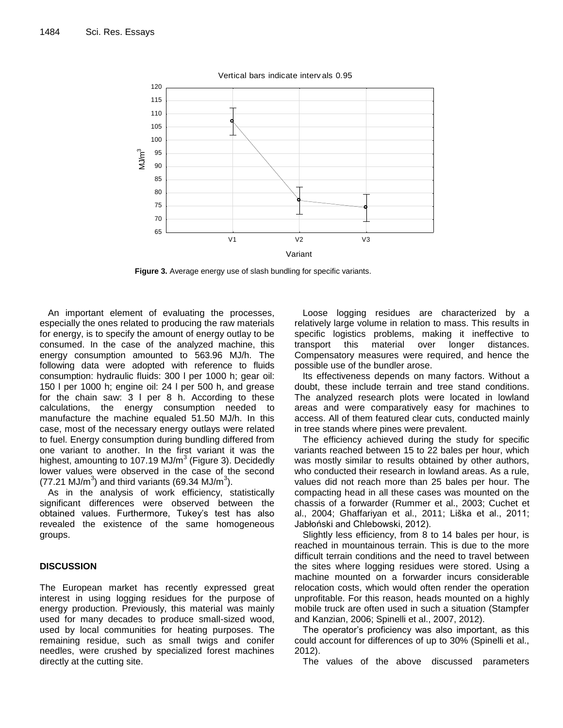Figure 3. Average energy use of slash bundling for specific variants.

An important element of evaluating the processes, especially the ones related to producing the raw materials for energy, is to specify the amount of energy outlay to be consumed. In the case of the analyzed machine, this energy consumption amounted to 563.96 MJ/h. The following data were adopted with reference to fluids consumption: hydraulic fluids: 300 l per 1000 h; gear oil: 150 l per 1000 h; engine oil: 24 l per 500 h, and grease for the chain saw: 3 l per 8 h. According to these calculations, the energy consumption needed to manufacture the machine equaled 51.50 MJ/h. In this case, most of the necessary energy outlays were related to fuel. Energy consumption during bundling differed from one variant to another. In the first variant it was the highest, amounting to 107.19 MJ/m$^3$ (Figure 3). Decidedly lower values were observed in the case of the second (77.21 MJ/m$^3$) and third variants (69.34 MJ/m$^3$).

As in the analysis of work efficiency, statistically significant differences were observed between the obtained values. Furthermore, Tukey's test has also revealed the existence of the same homogeneous groups.

## DISCUSSION

The European market has recently expressed great interest in using logging residues for the purpose of energy production. Previously, this material was mainly used for many decades to produce small-sized wood, used by local communities for heating purposes. The remaining residue, such as small twigs and conifer needles, were crushed by specialized forest machines directly at the cutting site.

Loose logging residues are characterized by a relatively large volume in relation to mass. This results in specific logistics problems, making it ineffective to transport this material over longer distances. Compensatory measures were required, and hence the possible use of the bundler arose.

Its effectiveness depends on many factors. Without a doubt, these include terrain and tree stand conditions. The analyzed research plots were located in lowland areas and were comparatively easy for machines to access. All of them featured clear cuts, conducted mainly in tree stands where pines were prevalent.

The efficiency achieved during the study for specific variants reached between 15 to 22 bales per hour, which was mostly similar to results obtained by other authors, who conducted their research in lowland areas. As a rule, values did not reach more than 25 bales per hour. The compacting head in all these cases was mounted on the chassis of a forwarder (Rummer et al., 2003; Cuchet et al., 2004; Ghaffariyan et al., 2011; Liška et al., 2011; Jabłoński and Chlebowski, 2012).

Slightly less efficiency, from 8 to 14 bales per hour, is reached in mountainous terrain. This is due to the more difficult terrain conditions and the need to travel between the sites where logging residues were stored. Using a machine mounted on a forwarder incurs considerable relocation costs, which would often render the operation unprofitable. For this reason, heads mounted on a highly mobile truck are often used in such a situation (Stampfer and Kanzian, 2006; Spinelli et al., 2007, 2012).

The operator's proficiency was also important, as this could account for differences of up to 30% (Spinelli et al., 2012).

The values of the above discussed parameters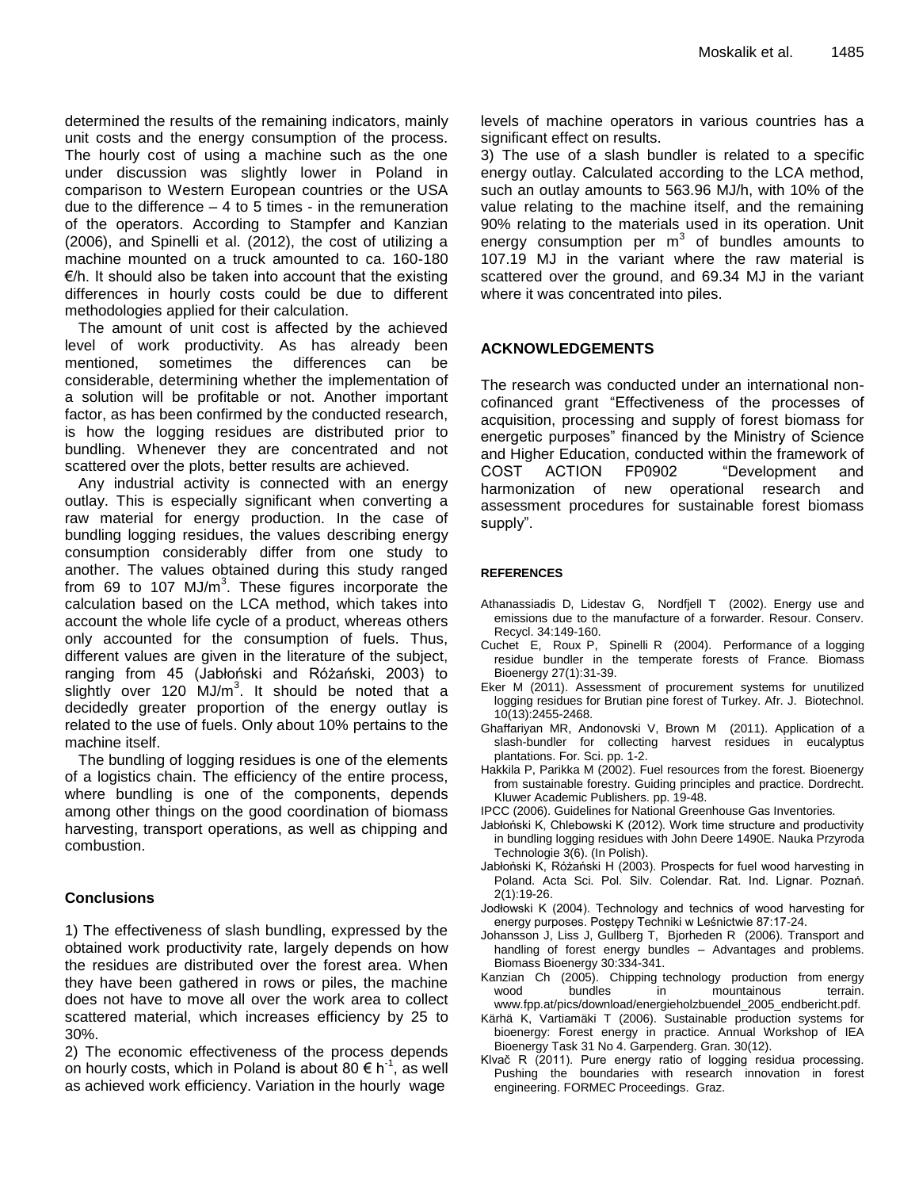determined the results of the remaining indicators, mainly unit costs and the energy consumption of the process. The hourly cost of using a machine such as the one under discussion was slightly lower in Poland in comparison to Western European countries or the USA due to the difference – 4 to 5 times - in the remuneration of the operators. According to Stampfer and Kanzian (2006), and Spinelli et al. (2012), the cost of utilizing a machine mounted on a truck amounted to ca. 160-180 €/h. It should also be taken into account that the existing differences in hourly costs could be due to different methodologies applied for their calculation.

The amount of unit cost is affected by the achieved level of work productivity. As has already been mentioned, sometimes the differences can be considerable, determining whether the implementation of a solution will be profitable or not. Another important factor, as has been confirmed by the conducted research, is how the logging residues are distributed prior to bundling. Whenever they are concentrated and not scattered over the plots, better results are achieved.

Any industrial activity is connected with an energy outlay. This is especially significant when converting a raw material for energy production. In the case of bundling logging residues, the values describing energy consumption considerably differ from one study to another. The values obtained during this study ranged from 69 to 107 $MJ/m^3$. These figures incorporate the calculation based on the LCA method, which takes into account the whole life cycle of a product, whereas others only accounted for the consumption of fuels. Thus, different values are given in the literature of the subject, ranging from 45 (Jabłoński and Różański, 2003) to slightly over 120 $MJ/m^3$. It should be noted that a decidedly greater proportion of the energy outlay is related to the use of fuels. Only about 10% pertains to the machine itself.

The bundling of logging residues is one of the elements of a logistics chain. The efficiency of the entire process, where bundling is one of the components, depends among other things on the good coordination of biomass harvesting, transport operations, as well as chipping and combustion.

## Conclusions

1) The effectiveness of slash bundling, expressed by the obtained work productivity rate, largely depends on how the residues are distributed over the forest area. When they have been gathered in rows or piles, the machine does not have to move all over the work area to collect scattered material, which increases efficiency by 25 to 30%.

2) The economic effectiveness of the process depends on hourly costs, which in Poland is about 80 € $h^{-1}$, as well as achieved work efficiency. Variation in the hourly wage levels of machine operators in various countries has a significant effect on results.

3) The use of a slash bundler is related to a specific energy outlay. Calculated according to the LCA method, such an outlay amounts to 563.96 MJ/h, with 10% of the value relating to the machine itself, and the remaining 90% relating to the materials used in its operation. Unit energy consumption per $m^3$ of bundles amounts to 107.19 MJ in the variant where the raw material is scattered over the ground, and 69.34 MJ in the variant where it was concentrated into piles.

## ACKNOWLEDGEMENTS

The research was conducted under an international non-cofinanced grant "Effectiveness of the processes of acquisition, processing and supply of forest biomass for energetic purposes" financed by the Ministry of Science and Higher Education, conducted within the framework of COST ACTION FP0902 "Development and harmonization of new operational research and assessment procedures for sustainable forest biomass supply".

## REFERENCES

Athanassiadis D, Lidestav G, Nordfjell T (2002). Energy use and emissions due to the manufacture of a forwarder. Resour. Conserv. Recycl. 34:149-160.

Cuchet E, Roux P, Spinelli R (2004). Performance of a logging residue bundler in the temperate forests of France. Biomass Bioenergy 27(1):31-39.

Eker M (2011). Assessment of procurement systems for unutilized logging residues for Brutian pine forest of Turkey. Afr. J. Biotechnol. 10(13):2455-2468.

Ghaffariyan MR, Andonovski V, Brown M (2011). Application of a slash-bundler for collecting harvest residues in eucalyptus plantations. For. Sci. pp. 1-2.

Hakkila P, Parikka M (2002). Fuel resources from the forest. Bioenergy from sustainable forestry. Guiding principles and practice. Dordrecht. Kluwer Academic Publishers. pp. 19-48.

IPCC (2006). Guidelines for National Greenhouse Gas Inventories.

Jabłoński K, Chlebowski K (2012). Work time structure and productivity in bundling logging residues with John Deere 1490E. Nauka Przyroda Technologie 3(6). (In Polish).

Jabłoński K, Różański H (2003). Prospects for fuel wood harvesting in Poland. Acta Sci. Pol. Silv. Colendar. Rat. Ind. Lignar. Poznań. 2(1):19-26.

Jodłowski K (2004). Technology and technics of wood harvesting for energy purposes. Postępy Techniki w Leśnictwie 87:17-24.

Johansson J, Liss J, Gullberg T, Bjorheden R (2006). Transport and handling of forest energy bundles – Advantages and problems. Biomass Bioenergy 30:334-341.

Kanzian Ch (2005). Chipping technology production from energy wood bundles in mountainous terrain. www.fpp.at/pics/download/energieholzbuendel_2005_endbericht.pdf.

Kärhä K, Vartiamäki T (2006). Sustainable production systems for bioenergy: Forest energy in practice. Annual Workshop of IEA Bioenergy Task 31 No 4. Garpenderg. Gran. 30(12).

Klvač R (2011). Pure energy ratio of logging residua processing. Pushing the boundaries with research innovation in forest engineering. FORMEC Proceedings. Graz.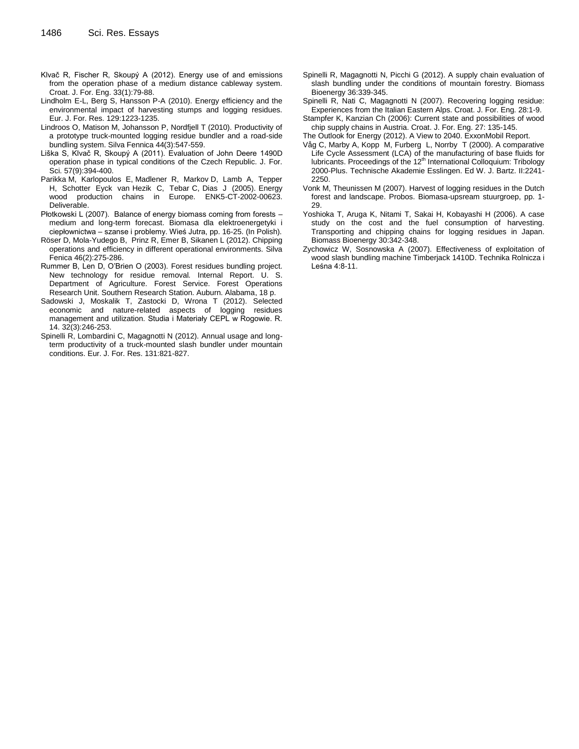Klvač R, Fischer R, Skoupý A (2012). Energy use of and emissions from the operation phase of a medium distance cableway system. Croat. J. For. Eng. 33(1):79-88.

Lindholm E-L, Berg S, Hansson P-A (2010). Energy efficiency and the environmental impact of harvesting stumps and logging residues. Eur. J. For. Res. 129:1223-1235.

Lindroos O, Matison M, Johansson P, Nordfjell T (2010). Productivity of a prototype truck-mounted logging residue bundler and a road-side bundling system. Silva Fennica 44(3):547-559.

Liška S, Klvač R, Skoupý A (2011). Evaluation of John Deere 1490D operation phase in typical conditions of the Czech Republic. J. For. Sci. 57(9):394-400.

Parikka M, Karlopoulos E, Madlener R, Markov D, Lamb A, Tepper H, Schotter Eyck van Hezik C, Tebar C, Dias J (2005). Energy wood production chains in Europe. ENK5-CT-2002-00623. Deliverable.

Płotkowski L (2007). Balance of energy biomass coming from forests – medium and long-term forecast. Biomasa dla elektroenergetyki i ciepłownictwa – szanse i problemy. Wieś Jutra, pp. 16-25. (In Polish).

Röser D, Mola-Yudego B, Prinz R, Emer B, Sikanen L (2012). Chipping operations and efficiency in different operational environments. Silva Fenica 46(2):275-286.

Rummer B, Len D, O'Brien O (2003). Forest residues bundling project. New technology for residue removal. Internal Report. U. S. Department of Agriculture. Forest Service. Forest Operations Research Unit. Southern Research Station. Auburn. Alabama, 18 p.

Sadowski J, Moskalik T, Zastocki D, Wrona T (2012). Selected economic and nature-related aspects of logging residues management and utilization. Studia i Materiały CEPL w Rogowie. R. 14. 32(3):246-253.

Spinelli R, Lombardini C, Magagnotti N (2012). Annual usage and long-term productivity of a truck-mounted slash bundler under mountain conditions. Eur. J. For. Res. 131:821-827.

Spinelli R, Magagnotti N, Picchi G (2012). A supply chain evaluation of slash bundling under the conditions of mountain forestry. Biomass Bioenergy 36:339-345.

Spinelli R, Nati C, Magagnotti N (2007). Recovering logging residue: Experiences from the Italian Eastern Alps. Croat. J. For. Eng. 28:1-9.

Stampfer K, Kanzian Ch (2006): Current state and possibilities of wood chip supply chains in Austria. Croat. J. For. Eng. 27: 135-145.

The Outlook for Energy (2012). A View to 2040. ExxonMobil Report.

Våg C, Marby A, Kopp M, Furberg L, Norrby T (2000). A comparative Life Cycle Assessment (LCA) of the manufacturing of base fluids for lubricants. Proceedings of the 12th International Colloquium: Tribology 2000-Plus. Technische Akademie Esslingen. Ed W. J. Bartz. II:2241-2250.

Vonk M, Theunissen M (2007). Harvest of logging residues in the Dutch forest and landscape. Probos. Biomasa-upsream stuurgroep, pp. 1-29.

Yoshioka T, Aruga K, Nitami T, Sakai H, Kobayashi H (2006). A case study on the cost and the fuel consumption of harvesting. Transporting and chipping chains for logging residues in Japan. Biomass Bioenergy 30:342-348.

Zychowicz W, Sosnowska A (2007). Effectiveness of exploitation of wood slash bundling machine Timberjack 1410D. Technika Rolnicza i Leśna 4:8-11.